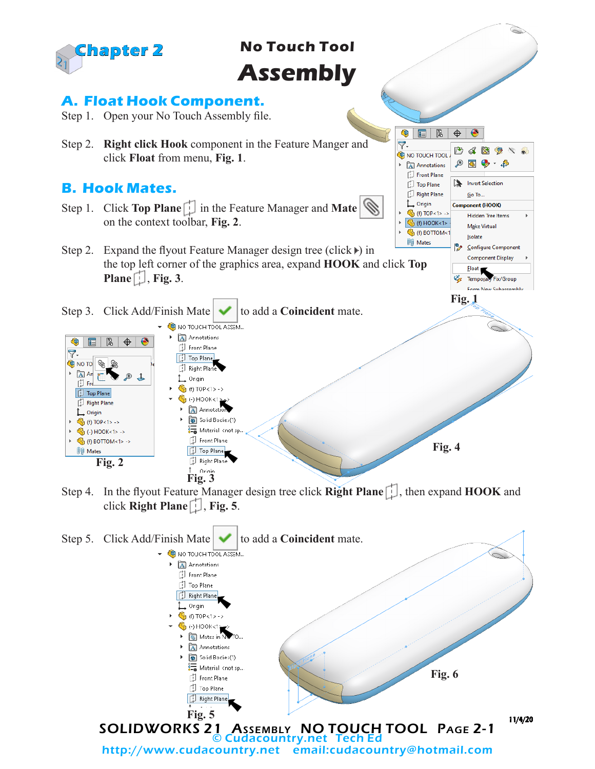# Chapter 2

## No Touch Tool
# Assembly

## A. Float Hook Component.

Step 1. Open your No Touch Assembly file.

Step 2. **Right click Hook** component in the Feature Manger and click **Float** from menu, **Fig. 1**.

Fig. 1

## B. Hook Mates.

Step 1. Click **Top Plane** in the Feature Manager and **Mate** on the context toolbar, **Fig. 2**.

Step 2. Expand the flyout Feature Manager design tree (click ▸) in the top left corner of the graphics area, expand **HOOK** and click **Top Plane**, **Fig. 3**.

Step 3. Click Add/Finish Mate ✓ to add a **Coincident** mate.

Fig. 2

Fig. 3

Fig. 4

Step 4. In the flyout Feature Manager design tree click **Right Plane**, then expand **HOOK** and click **Right Plane**, **Fig. 5**.

Step 5. Click Add/Finish Mate ✓ to add a **Coincident** mate.

Fig. 5

Fig. 6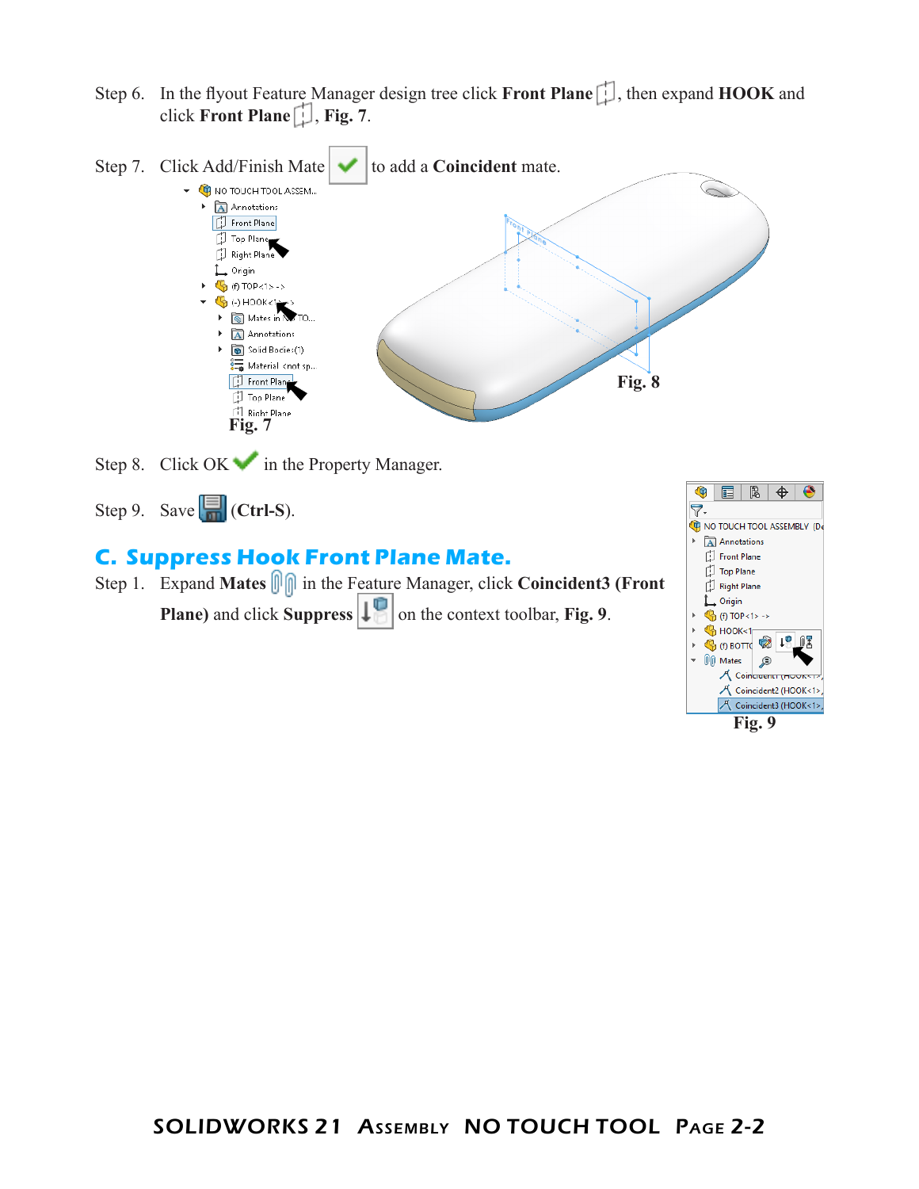Step 6. In the flyout Feature Manager design tree click **Front Plane**, then expand **HOOK** and click **Front Plane**, **Fig. 7**.

Step 7. Click Add/Finish Mate to add a **Coincident** mate.

**Fig. 7**

**Fig. 8**

Step 8. Click OK in the Property Manager.

Step 9. Save **(Ctrl-S)**.

## C. Suppress Hook Front Plane Mate.

Step 1. Expand **Mates** in the Feature Manager, click **Coincident3 (Front Plane)** and click **Suppress** on the context toolbar, **Fig. 9**.

**Fig. 9**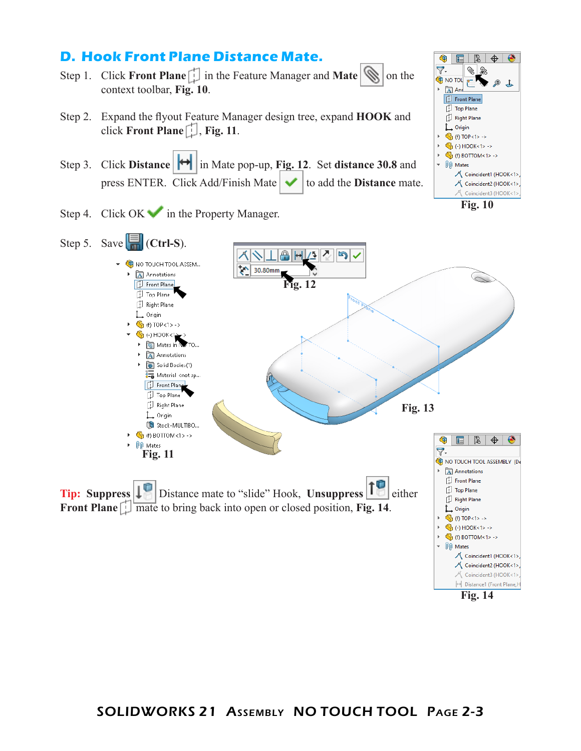## D. Hook Front Plane Distance Mate.

Step 1. Click **Front Plane** in the Feature Manager and **Mate** on the context toolbar, **Fig. 10**.

Step 2. Expand the flyout Feature Manager design tree, expand **HOOK** and click **Front Plane**, **Fig. 11**.

Step 3. Click **Distance** in Mate pop-up, **Fig. 12**. Set **distance 30.8** and press ENTER. Click Add/Finish Mate to add the **Distance** mate.

Step 4. Click OK in the Property Manager.

Step 5. Save **(Ctrl-S)**.

Fig. 10

Fig. 11

Fig. 12

Fig. 13

**Tip: Suppress** Distance mate to "slide" Hook, **Unsuppress** either **Front Plane** mate to bring back into open or closed position, **Fig. 14**.

Fig. 14